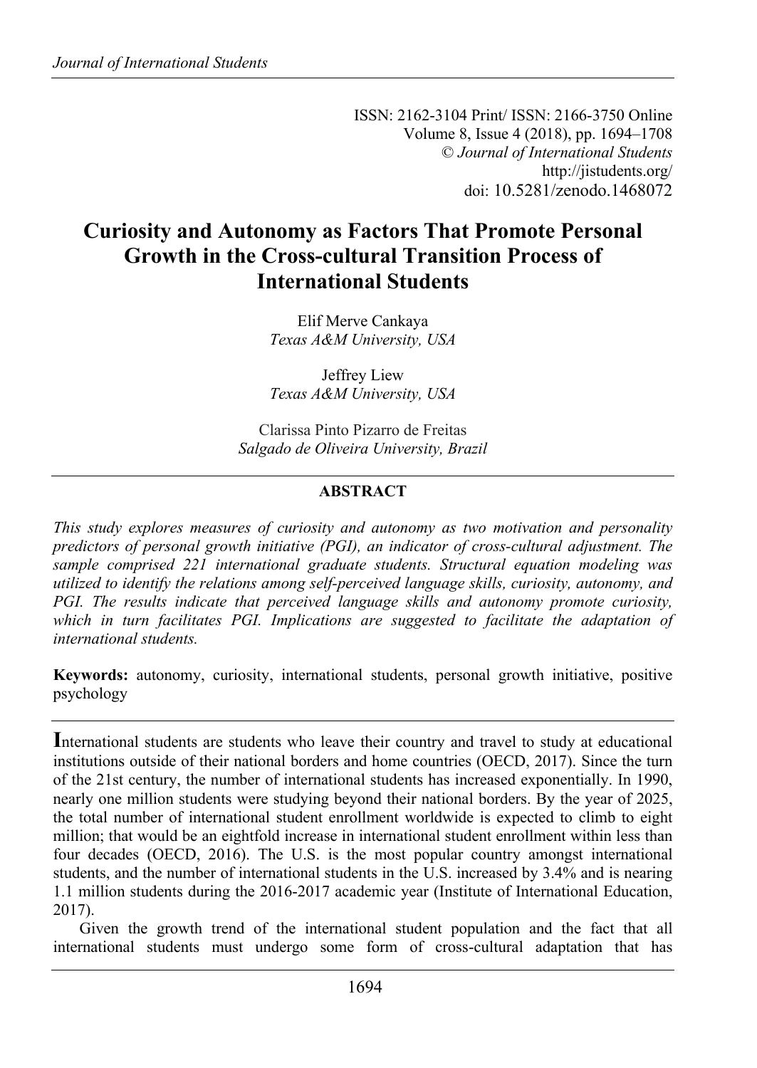ISSN: 2162-3104 Print/ ISSN: 2166-3750 Online
Volume 8, Issue 4 (2018), pp. 1694–1708
© *Journal of International Students*
http://jistudents.org/
doi: 10.5281/zenodo.1468072

# Curiosity and Autonomy as Factors That Promote Personal Growth in the Cross-cultural Transition Process of International Students

Elif Merve Cankaya
*Texas A&M University, USA*

Jeffrey Liew
*Texas A&M University, USA*

Clarissa Pinto Pizarro de Freitas
*Salgado de Oliveira University, Brazil*

## ABSTRACT

*This study explores measures of curiosity and autonomy as two motivation and personality predictors of personal growth initiative (PGI), an indicator of cross-cultural adjustment. The sample comprised 221 international graduate students. Structural equation modeling was utilized to identify the relations among self-perceived language skills, curiosity, autonomy, and PGI. The results indicate that perceived language skills and autonomy promote curiosity, which in turn facilitates PGI. Implications are suggested to facilitate the adaptation of international students.*

**Keywords:** autonomy, curiosity, international students, personal growth initiative, positive psychology

International students are students who leave their country and travel to study at educational institutions outside of their national borders and home countries (OECD, 2017). Since the turn of the 21st century, the number of international students has increased exponentially. In 1990, nearly one million students were studying beyond their national borders. By the year of 2025, the total number of international student enrollment worldwide is expected to climb to eight million; that would be an eightfold increase in international student enrollment within less than four decades (OECD, 2016). The U.S. is the most popular country amongst international students, and the number of international students in the U.S. increased by 3.4% and is nearing 1.1 million students during the 2016-2017 academic year (Institute of International Education, 2017).

Given the growth trend of the international student population and the fact that all international students must undergo some form of cross-cultural adaptation that has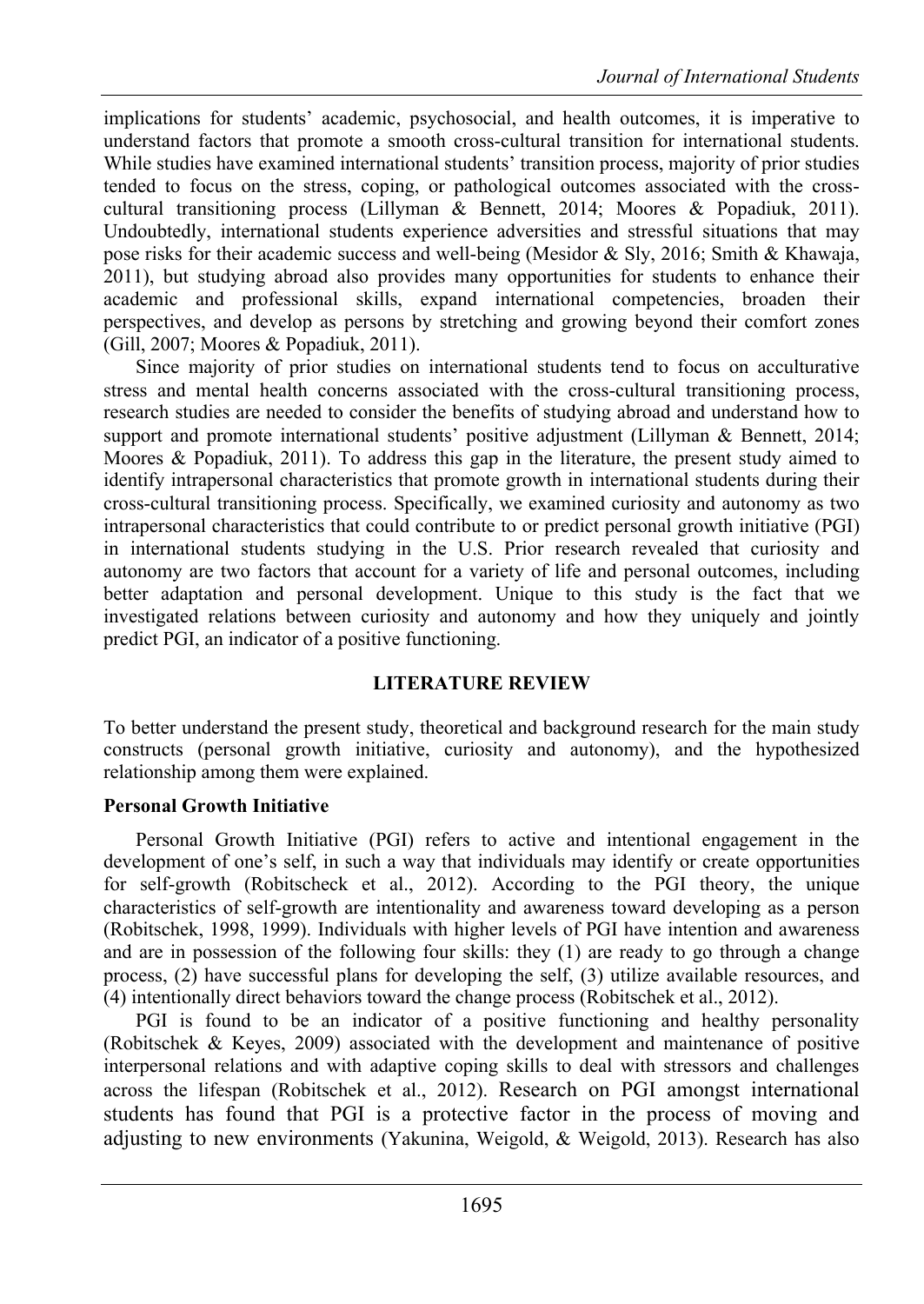implications for students' academic, psychosocial, and health outcomes, it is imperative to understand factors that promote a smooth cross-cultural transition for international students. While studies have examined international students' transition process, majority of prior studies tended to focus on the stress, coping, or pathological outcomes associated with the cross-cultural transitioning process (Lillyman & Bennett, 2014; Moores & Popadiuk, 2011). Undoubtedly, international students experience adversities and stressful situations that may pose risks for their academic success and well-being (Mesidor & Sly, 2016; Smith & Khawaja, 2011), but studying abroad also provides many opportunities for students to enhance their academic and professional skills, expand international competencies, broaden their perspectives, and develop as persons by stretching and growing beyond their comfort zones (Gill, 2007; Moores & Popadiuk, 2011).

Since majority of prior studies on international students tend to focus on acculturative stress and mental health concerns associated with the cross-cultural transitioning process, research studies are needed to consider the benefits of studying abroad and understand how to support and promote international students' positive adjustment (Lillyman & Bennett, 2014; Moores & Popadiuk, 2011). To address this gap in the literature, the present study aimed to identify intrapersonal characteristics that promote growth in international students during their cross-cultural transitioning process. Specifically, we examined curiosity and autonomy as two intrapersonal characteristics that could contribute to or predict personal growth initiative (PGI) in international students studying in the U.S. Prior research revealed that curiosity and autonomy are two factors that account for a variety of life and personal outcomes, including better adaptation and personal development. Unique to this study is the fact that we investigated relations between curiosity and autonomy and how they uniquely and jointly predict PGI, an indicator of a positive functioning.

## LITERATURE REVIEW

To better understand the present study, theoretical and background research for the main study constructs (personal growth initiative, curiosity and autonomy), and the hypothesized relationship among them were explained.

### Personal Growth Initiative

Personal Growth Initiative (PGI) refers to active and intentional engagement in the development of one's self, in such a way that individuals may identify or create opportunities for self-growth (Robitscheck et al., 2012). According to the PGI theory, the unique characteristics of self-growth are intentionality and awareness toward developing as a person (Robitschek, 1998, 1999). Individuals with higher levels of PGI have intention and awareness and are in possession of the following four skills: they (1) are ready to go through a change process, (2) have successful plans for developing the self, (3) utilize available resources, and (4) intentionally direct behaviors toward the change process (Robitschek et al., 2012).

PGI is found to be an indicator of a positive functioning and healthy personality (Robitschek & Keyes, 2009) associated with the development and maintenance of positive interpersonal relations and with adaptive coping skills to deal with stressors and challenges across the lifespan (Robitschek et al., 2012). Research on PGI amongst international students has found that PGI is a protective factor in the process of moving and adjusting to new environments (Yakunina, Weigold, & Weigold, 2013). Research has also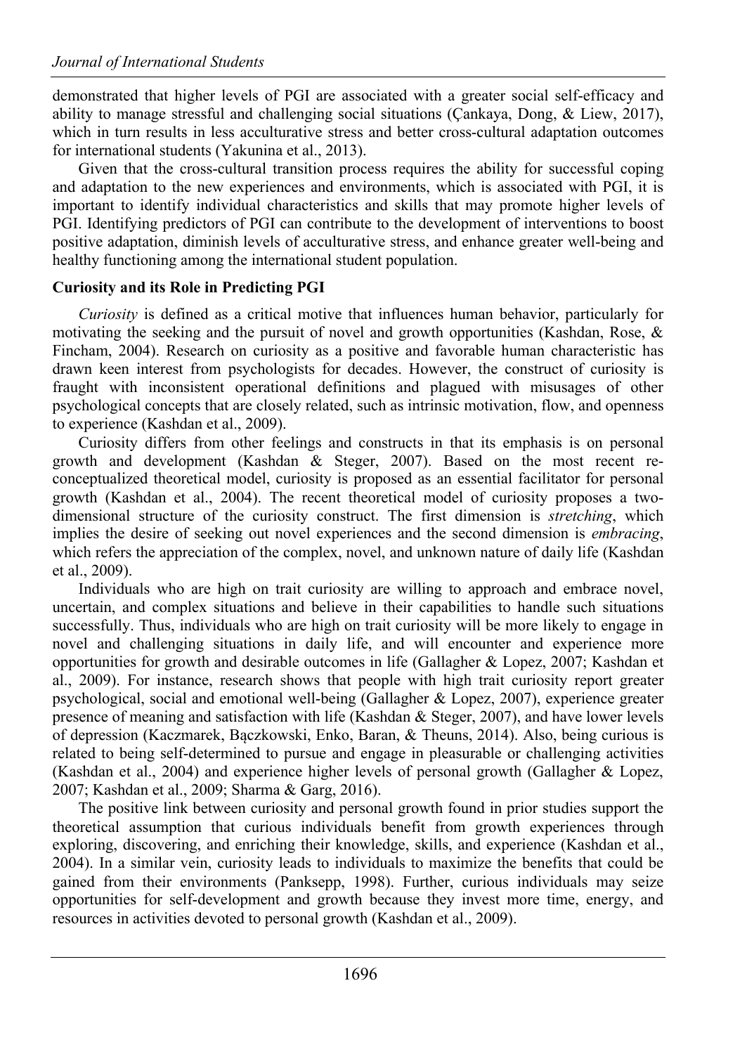demonstrated that higher levels of PGI are associated with a greater social self-efficacy and ability to manage stressful and challenging social situations (Çankaya, Dong, & Liew, 2017), which in turn results in less acculturative stress and better cross-cultural adaptation outcomes for international students (Yakunina et al., 2013).

Given that the cross-cultural transition process requires the ability for successful coping and adaptation to the new experiences and environments, which is associated with PGI, it is important to identify individual characteristics and skills that may promote higher levels of PGI. Identifying predictors of PGI can contribute to the development of interventions to boost positive adaptation, diminish levels of acculturative stress, and enhance greater well-being and healthy functioning among the international student population.

**Curiosity and its Role in Predicting PGI**

*Curiosity* is defined as a critical motive that influences human behavior, particularly for motivating the seeking and the pursuit of novel and growth opportunities (Kashdan, Rose, & Fincham, 2004). Research on curiosity as a positive and favorable human characteristic has drawn keen interest from psychologists for decades. However, the construct of curiosity is fraught with inconsistent operational definitions and plagued with misusages of other psychological concepts that are closely related, such as intrinsic motivation, flow, and openness to experience (Kashdan et al., 2009).

Curiosity differs from other feelings and constructs in that its emphasis is on personal growth and development (Kashdan & Steger, 2007). Based on the most recent re-conceptualized theoretical model, curiosity is proposed as an essential facilitator for personal growth (Kashdan et al., 2004). The recent theoretical model of curiosity proposes a two-dimensional structure of the curiosity construct. The first dimension is *stretching*, which implies the desire of seeking out novel experiences and the second dimension is *embracing*, which refers the appreciation of the complex, novel, and unknown nature of daily life (Kashdan et al., 2009).

Individuals who are high on trait curiosity are willing to approach and embrace novel, uncertain, and complex situations and believe in their capabilities to handle such situations successfully. Thus, individuals who are high on trait curiosity will be more likely to engage in novel and challenging situations in daily life, and will encounter and experience more opportunities for growth and desirable outcomes in life (Gallagher & Lopez, 2007; Kashdan et al., 2009). For instance, research shows that people with high trait curiosity report greater psychological, social and emotional well-being (Gallagher & Lopez, 2007), experience greater presence of meaning and satisfaction with life (Kashdan & Steger, 2007), and have lower levels of depression (Kaczmarek, Bączkowski, Enko, Baran, & Theuns, 2014). Also, being curious is related to being self-determined to pursue and engage in pleasurable or challenging activities (Kashdan et al., 2004) and experience higher levels of personal growth (Gallagher & Lopez, 2007; Kashdan et al., 2009; Sharma & Garg, 2016).

The positive link between curiosity and personal growth found in prior studies support the theoretical assumption that curious individuals benefit from growth experiences through exploring, discovering, and enriching their knowledge, skills, and experience (Kashdan et al., 2004). In a similar vein, curiosity leads to individuals to maximize the benefits that could be gained from their environments (Panksepp, 1998). Further, curious individuals may seize opportunities for self-development and growth because they invest more time, energy, and resources in activities devoted to personal growth (Kashdan et al., 2009).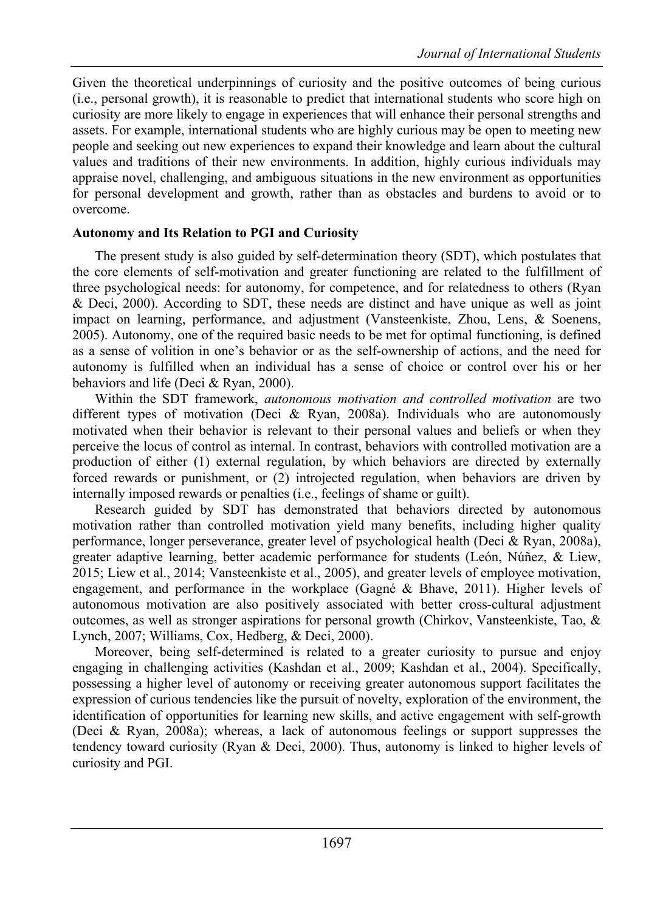Given the theoretical underpinnings of curiosity and the positive outcomes of being curious (i.e., personal growth), it is reasonable to predict that international students who score high on curiosity are more likely to engage in experiences that will enhance their personal strengths and assets. For example, international students who are highly curious may be open to meeting new people and seeking out new experiences to expand their knowledge and learn about the cultural values and traditions of their new environments. In addition, highly curious individuals may appraise novel, challenging, and ambiguous situations in the new environment as opportunities for personal development and growth, rather than as obstacles and burdens to avoid or to overcome.

## Autonomy and Its Relation to PGI and Curiosity

The present study is also guided by self-determination theory (SDT), which postulates that the core elements of self-motivation and greater functioning are related to the fulfillment of three psychological needs: for autonomy, for competence, and for relatedness to others (Ryan & Deci, 2000). According to SDT, these needs are distinct and have unique as well as joint impact on learning, performance, and adjustment (Vansteenkiste, Zhou, Lens, & Soenens, 2005). Autonomy, one of the required basic needs to be met for optimal functioning, is defined as a sense of volition in one's behavior or as the self-ownership of actions, and the need for autonomy is fulfilled when an individual has a sense of choice or control over his or her behaviors and life (Deci & Ryan, 2000).

Within the SDT framework, *autonomous motivation and controlled motivation* are two different types of motivation (Deci & Ryan, 2008a). Individuals who are autonomously motivated when their behavior is relevant to their personal values and beliefs or when they perceive the locus of control as internal. In contrast, behaviors with controlled motivation are a production of either (1) external regulation, by which behaviors are directed by externally forced rewards or punishment, or (2) introjected regulation, when behaviors are driven by internally imposed rewards or penalties (i.e., feelings of shame or guilt).

Research guided by SDT has demonstrated that behaviors directed by autonomous motivation rather than controlled motivation yield many benefits, including higher quality performance, longer perseverance, greater level of psychological health (Deci & Ryan, 2008a), greater adaptive learning, better academic performance for students (León, Núñez, & Liew, 2015; Liew et al., 2014; Vansteenkiste et al., 2005), and greater levels of employee motivation, engagement, and performance in the workplace (Gagné & Bhave, 2011). Higher levels of autonomous motivation are also positively associated with better cross-cultural adjustment outcomes, as well as stronger aspirations for personal growth (Chirkov, Vansteenkiste, Tao, & Lynch, 2007; Williams, Cox, Hedberg, & Deci, 2000).

Moreover, being self-determined is related to a greater curiosity to pursue and enjoy engaging in challenging activities (Kashdan et al., 2009; Kashdan et al., 2004). Specifically, possessing a higher level of autonomy or receiving greater autonomous support facilitates the expression of curious tendencies like the pursuit of novelty, exploration of the environment, the identification of opportunities for learning new skills, and active engagement with self-growth (Deci & Ryan, 2008a); whereas, a lack of autonomous feelings or support suppresses the tendency toward curiosity (Ryan & Deci, 2000). Thus, autonomy is linked to higher levels of curiosity and PGI.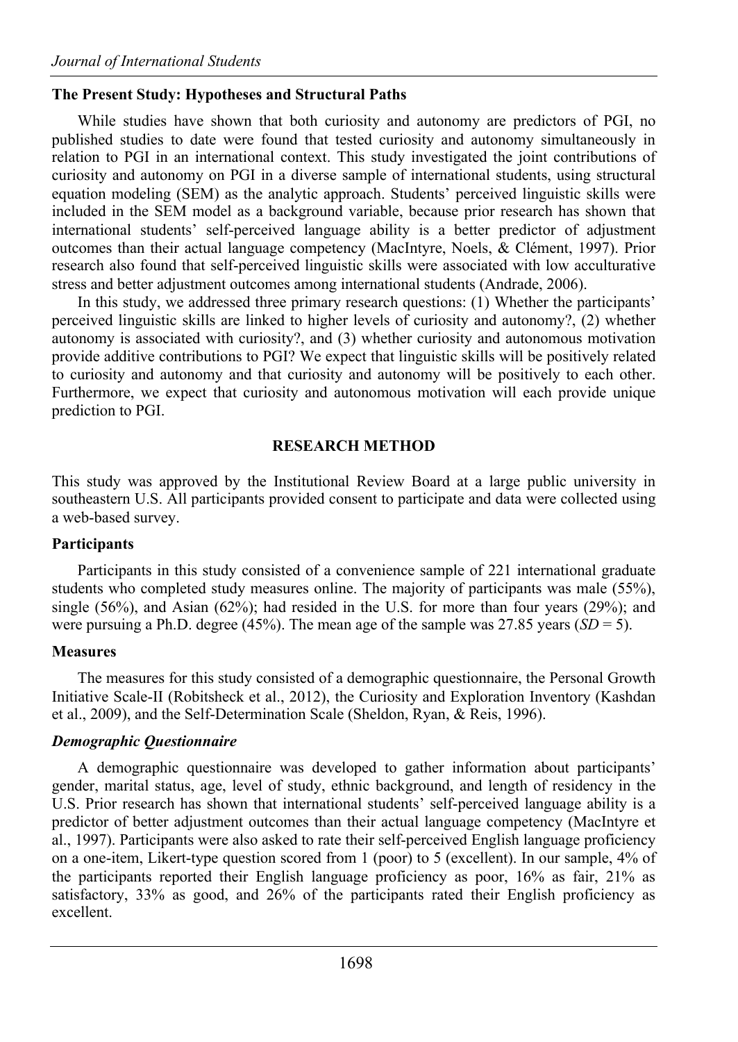### The Present Study: Hypotheses and Structural Paths

While studies have shown that both curiosity and autonomy are predictors of PGI, no published studies to date were found that tested curiosity and autonomy simultaneously in relation to PGI in an international context. This study investigated the joint contributions of curiosity and autonomy on PGI in a diverse sample of international students, using structural equation modeling (SEM) as the analytic approach. Students' perceived linguistic skills were included in the SEM model as a background variable, because prior research has shown that international students' self-perceived language ability is a better predictor of adjustment outcomes than their actual language competency (MacIntyre, Noels, & Clément, 1997). Prior research also found that self-perceived linguistic skills were associated with low acculturative stress and better adjustment outcomes among international students (Andrade, 2006).

In this study, we addressed three primary research questions: (1) Whether the participants' perceived linguistic skills are linked to higher levels of curiosity and autonomy?, (2) whether autonomy is associated with curiosity?, and (3) whether curiosity and autonomous motivation provide additive contributions to PGI? We expect that linguistic skills will be positively related to curiosity and autonomy and that curiosity and autonomy will be positively to each other. Furthermore, we expect that curiosity and autonomous motivation will each provide unique prediction to PGI.

## RESEARCH METHOD

This study was approved by the Institutional Review Board at a large public university in southeastern U.S. All participants provided consent to participate and data were collected using a web-based survey.

### Participants

Participants in this study consisted of a convenience sample of 221 international graduate students who completed study measures online. The majority of participants was male (55%), single (56%), and Asian (62%); had resided in the U.S. for more than four years (29%); and were pursuing a Ph.D. degree (45%). The mean age of the sample was 27.85 years (*SD* = 5).

### Measures

The measures for this study consisted of a demographic questionnaire, the Personal Growth Initiative Scale-II (Robitsheck et al., 2012), the Curiosity and Exploration Inventory (Kashdan et al., 2009), and the Self-Determination Scale (Sheldon, Ryan, & Reis, 1996).

#### *Demographic Questionnaire*

A demographic questionnaire was developed to gather information about participants' gender, marital status, age, level of study, ethnic background, and length of residency in the U.S. Prior research has shown that international students' self-perceived language ability is a predictor of better adjustment outcomes than their actual language competency (MacIntyre et al., 1997). Participants were also asked to rate their self-perceived English language proficiency on a one-item, Likert-type question scored from 1 (poor) to 5 (excellent). In our sample, 4% of the participants reported their English language proficiency as poor, 16% as fair, 21% as satisfactory, 33% as good, and 26% of the participants rated their English proficiency as excellent.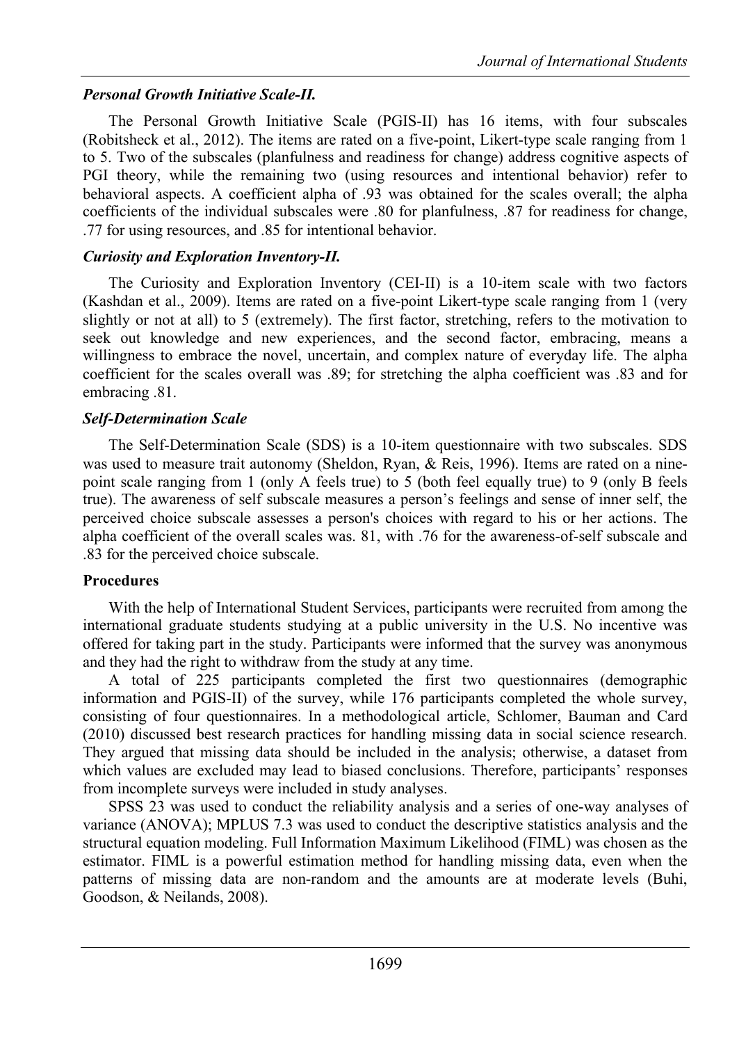### *Personal Growth Initiative Scale-II.*

The Personal Growth Initiative Scale (PGIS-II) has 16 items, with four subscales (Robitsheck et al., 2012). The items are rated on a five-point, Likert-type scale ranging from 1 to 5. Two of the subscales (planfulness and readiness for change) address cognitive aspects of PGI theory, while the remaining two (using resources and intentional behavior) refer to behavioral aspects. A coefficient alpha of .93 was obtained for the scales overall; the alpha coefficients of the individual subscales were .80 for planfulness, .87 for readiness for change, .77 for using resources, and .85 for intentional behavior.

### *Curiosity and Exploration Inventory-II.*

The Curiosity and Exploration Inventory (CEI-II) is a 10-item scale with two factors (Kashdan et al., 2009). Items are rated on a five-point Likert-type scale ranging from 1 (very slightly or not at all) to 5 (extremely). The first factor, stretching, refers to the motivation to seek out knowledge and new experiences, and the second factor, embracing, means a willingness to embrace the novel, uncertain, and complex nature of everyday life. The alpha coefficient for the scales overall was .89; for stretching the alpha coefficient was .83 and for embracing .81.

### *Self-Determination Scale*

The Self-Determination Scale (SDS) is a 10-item questionnaire with two subscales. SDS was used to measure trait autonomy (Sheldon, Ryan, & Reis, 1996). Items are rated on a nine-point scale ranging from 1 (only A feels true) to 5 (both feel equally true) to 9 (only B feels true). The awareness of self subscale measures a person's feelings and sense of inner self, the perceived choice subscale assesses a person's choices with regard to his or her actions. The alpha coefficient of the overall scales was. 81, with .76 for the awareness-of-self subscale and .83 for the perceived choice subscale.

## **Procedures**

With the help of International Student Services, participants were recruited from among the international graduate students studying at a public university in the U.S. No incentive was offered for taking part in the study. Participants were informed that the survey was anonymous and they had the right to withdraw from the study at any time.

A total of 225 participants completed the first two questionnaires (demographic information and PGIS-II) of the survey, while 176 participants completed the whole survey, consisting of four questionnaires. In a methodological article, Schlomer, Bauman and Card (2010) discussed best research practices for handling missing data in social science research. They argued that missing data should be included in the analysis; otherwise, a dataset from which values are excluded may lead to biased conclusions. Therefore, participants' responses from incomplete surveys were included in study analyses.

SPSS 23 was used to conduct the reliability analysis and a series of one-way analyses of variance (ANOVA); MPLUS 7.3 was used to conduct the descriptive statistics analysis and the structural equation modeling. Full Information Maximum Likelihood (FIML) was chosen as the estimator. FIML is a powerful estimation method for handling missing data, even when the patterns of missing data are non-random and the amounts are at moderate levels (Buhi, Goodson, & Neilands, 2008).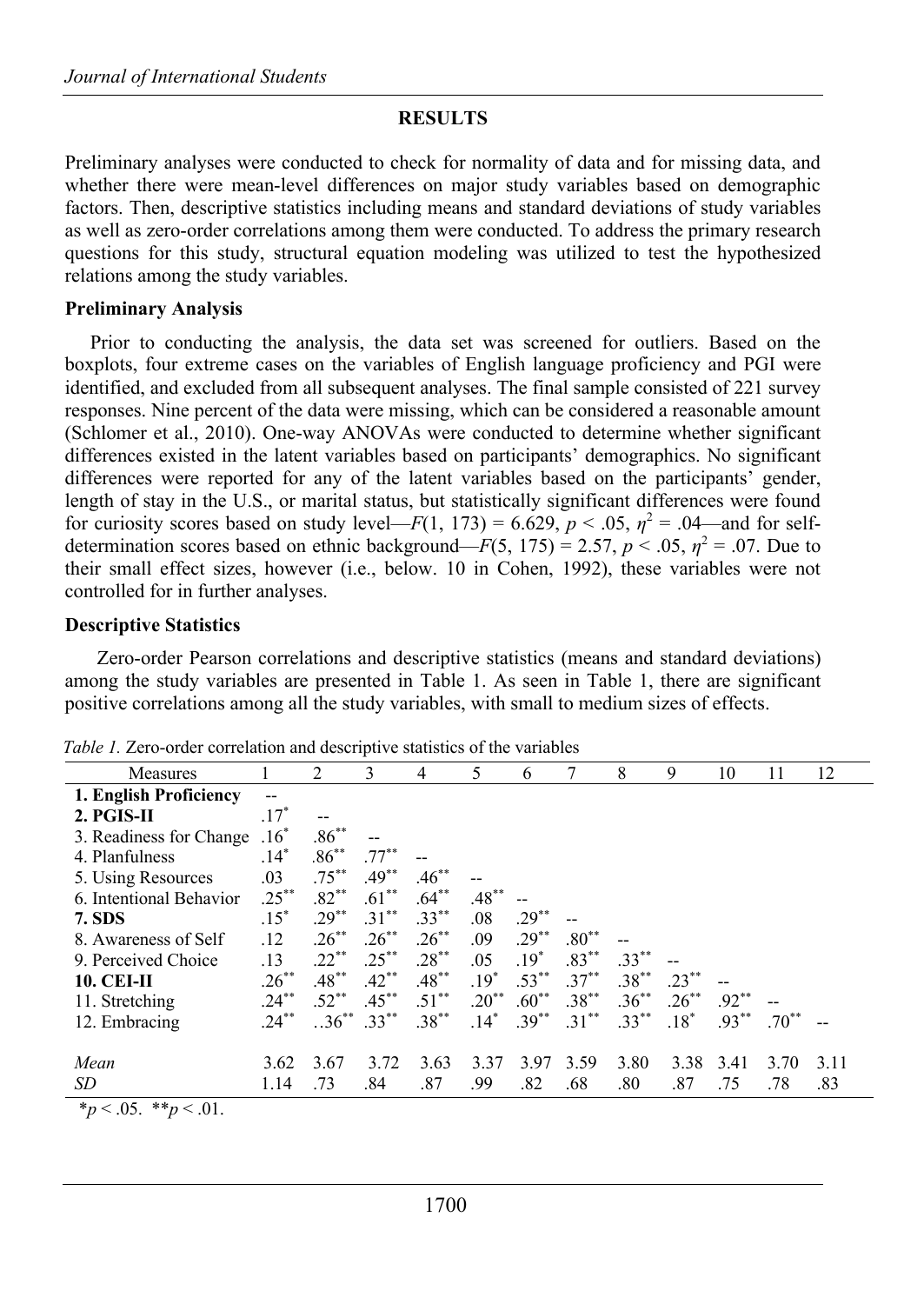## RESULTS

Preliminary analyses were conducted to check for normality of data and for missing data, and whether there were mean-level differences on major study variables based on demographic factors. Then, descriptive statistics including means and standard deviations of study variables as well as zero-order correlations among them were conducted. To address the primary research questions for this study, structural equation modeling was utilized to test the hypothesized relations among the study variables.

### Preliminary Analysis

Prior to conducting the analysis, the data set was screened for outliers. Based on the boxplots, four extreme cases on the variables of English language proficiency and PGI were identified, and excluded from all subsequent analyses. The final sample consisted of 221 survey responses. Nine percent of the data were missing, which can be considered a reasonable amount (Schlomer et al., 2010). One-way ANOVAs were conducted to determine whether significant differences existed in the latent variables based on participants' demographics. No significant differences were reported for any of the latent variables based on the participants' gender, length of stay in the U.S., or marital status, but statistically significant differences were found for curiosity scores based on study level—$F(1, 173) = 6.629$, $p < .05$, $\eta^2 = .04$—and for self-determination scores based on ethnic background—$F(5, 175) = 2.57$, $p < .05$, $\eta^2 = .07$. Due to their small effect sizes, however (i.e., below. 10 in Cohen, 1992), these variables were not controlled for in further analyses.

### Descriptive Statistics

Zero-order Pearson correlations and descriptive statistics (means and standard deviations) among the study variables are presented in Table 1. As seen in Table 1, there are significant positive correlations among all the study variables, with small to medium sizes of effects.

*Table 1.* Zero-order correlation and descriptive statistics of the variables

| Measures | 1 | 2 | 3 | 4 | 5 | 6 | 7 | 8 | 9 | 10 | 11 | 12 |
|---|---|---|---|---|---|---|---|---|---|---|---|---|
| **1. English Proficiency** | -- | | | | | | | | | | | |
| **2. PGIS-II** | .17* | -- | | | | | | | | | | |
| 3. Readiness for Change | .16* | .86** | -- | | | | | | | | | |
| 4. Planfulness | .14* | .86** | .77** | -- | | | | | | | | |
| 5. Using Resources | .03 | .75** | .49** | .46** | -- | | | | | | | |
| 6. Intentional Behavior | .25** | .82** | .61** | .64** | .48** | -- | | | | | | |
| **7. SDS** | .15* | .29** | .31** | .33** | .08 | .29** | -- | | | | | |
| 8. Awareness of Self | .12 | .26** | .26** | .26** | .09 | .29** | .80** | -- | | | | |
| 9. Perceived Choice | .13 | .22** | .25** | .28** | .05 | .19* | .83** | .33** | -- | | | |
| **10. CEI-II** | .26** | .48** | .42** | .48** | .19* | .53** | .37** | .38** | .23** | -- | | |
| 11. Stretching | .24** | .52** | .45** | .51** | .20** | .60** | .38** | .36** | .26** | .92** | -- | |
| 12. Embracing | .24** | ..36** | .33** | .38** | .14* | .39** | .31** | .33** | .18* | .93** | .70** | -- |
| | | | | | | | | | | | | |
| *Mean* | 3.62 | 3.67 | 3.72 | 3.63 | 3.37 | 3.97 | 3.59 | 3.80 | 3.38 | 3.41 | 3.70 | 3.11 |
| *SD* | 1.14 | .73 | .84 | .87 | .99 | .82 | .68 | .80 | .87 | .75 | .78 | .83 |

*$p < .05$. **$p < .01$.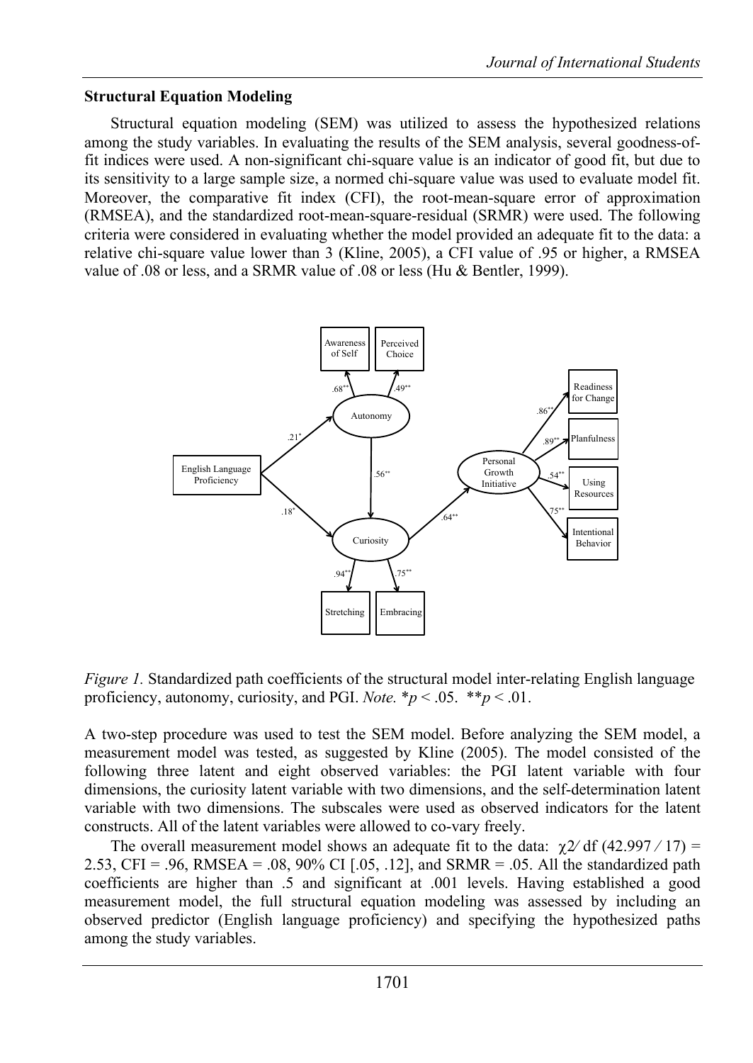### Structural Equation Modeling

Structural equation modeling (SEM) was utilized to assess the hypothesized relations among the study variables. In evaluating the results of the SEM analysis, several goodness-of-fit indices were used. A non-significant chi-square value is an indicator of good fit, but due to its sensitivity to a large sample size, a normed chi-square value was used to evaluate model fit. Moreover, the comparative fit index (CFI), the root-mean-square error of approximation (RMSEA), and the standardized root-mean-square-residual (SRMR) were used. The following criteria were considered in evaluating whether the model provided an adequate fit to the data: a relative chi-square value lower than 3 (Kline, 2005), a CFI value of .95 or higher, a RMSEA value of .08 or less, and a SRMR value of .08 or less (Hu & Bentler, 1999).

*Figure 1.* Standardized path coefficients of the structural model inter-relating English language proficiency, autonomy, curiosity, and PGI. *Note.* $^{*}p < .05$. $^{**}p < .01$.

A two-step procedure was used to test the SEM model. Before analyzing the SEM model, a measurement model was tested, as suggested by Kline (2005). The model consisted of the following three latent and eight observed variables: the PGI latent variable with four dimensions, the curiosity latent variable with two dimensions, and the self-determination latent variable with two dimensions. The subscales were used as observed indicators for the latent constructs. All of the latent variables were allowed to co-vary freely.

The overall measurement model shows an adequate fit to the data: $\chi 2/\text{df}$ (42.997 / 17) = 2.53, CFI = .96, RMSEA = .08, 90% CI [.05, .12], and SRMR = .05. All the standardized path coefficients are higher than .5 and significant at .001 levels. Having established a good measurement model, the full structural equation modeling was assessed by including an observed predictor (English language proficiency) and specifying the hypothesized paths among the study variables.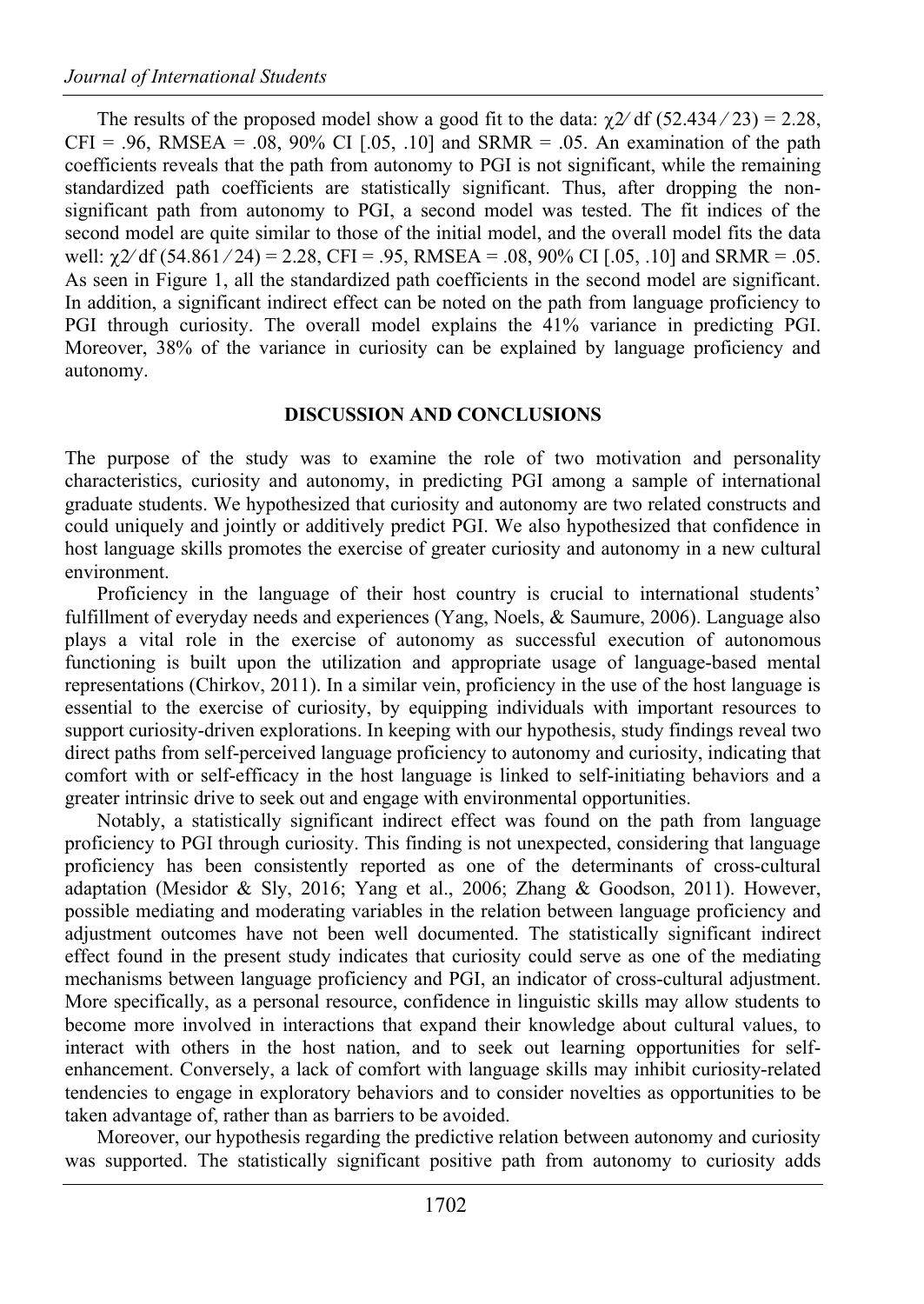The results of the proposed model show a good fit to the data: $\chi 2/\text{df}$ (52.434 ⁄ 23) = 2.28, CFI = .96, RMSEA = .08, 90% CI [.05, .10] and SRMR = .05. An examination of the path coefficients reveals that the path from autonomy to PGI is not significant, while the remaining standardized path coefficients are statistically significant. Thus, after dropping the non-significant path from autonomy to PGI, a second model was tested. The fit indices of the second model are quite similar to those of the initial model, and the overall model fits the data well: $\chi 2/\text{df}$ (54.861 ⁄ 24) = 2.28, CFI = .95, RMSEA = .08, 90% CI [.05, .10] and SRMR = .05. As seen in Figure 1, all the standardized path coefficients in the second model are significant. In addition, a significant indirect effect can be noted on the path from language proficiency to PGI through curiosity. The overall model explains the 41% variance in predicting PGI. Moreover, 38% of the variance in curiosity can be explained by language proficiency and autonomy.

## DISCUSSION AND CONCLUSIONS

The purpose of the study was to examine the role of two motivation and personality characteristics, curiosity and autonomy, in predicting PGI among a sample of international graduate students. We hypothesized that curiosity and autonomy are two related constructs and could uniquely and jointly or additively predict PGI. We also hypothesized that confidence in host language skills promotes the exercise of greater curiosity and autonomy in a new cultural environment.

Proficiency in the language of their host country is crucial to international students' fulfillment of everyday needs and experiences (Yang, Noels, & Saumure, 2006). Language also plays a vital role in the exercise of autonomy as successful execution of autonomous functioning is built upon the utilization and appropriate usage of language-based mental representations (Chirkov, 2011). In a similar vein, proficiency in the use of the host language is essential to the exercise of curiosity, by equipping individuals with important resources to support curiosity-driven explorations. In keeping with our hypothesis, study findings reveal two direct paths from self-perceived language proficiency to autonomy and curiosity, indicating that comfort with or self-efficacy in the host language is linked to self-initiating behaviors and a greater intrinsic drive to seek out and engage with environmental opportunities.

Notably, a statistically significant indirect effect was found on the path from language proficiency to PGI through curiosity. This finding is not unexpected, considering that language proficiency has been consistently reported as one of the determinants of cross-cultural adaptation (Mesidor & Sly, 2016; Yang et al., 2006; Zhang & Goodson, 2011). However, possible mediating and moderating variables in the relation between language proficiency and adjustment outcomes have not been well documented. The statistically significant indirect effect found in the present study indicates that curiosity could serve as one of the mediating mechanisms between language proficiency and PGI, an indicator of cross-cultural adjustment. More specifically, as a personal resource, confidence in linguistic skills may allow students to become more involved in interactions that expand their knowledge about cultural values, to interact with others in the host nation, and to seek out learning opportunities for self-enhancement. Conversely, a lack of comfort with language skills may inhibit curiosity-related tendencies to engage in exploratory behaviors and to consider novelties as opportunities to be taken advantage of, rather than as barriers to be avoided.

Moreover, our hypothesis regarding the predictive relation between autonomy and curiosity was supported. The statistically significant positive path from autonomy to curiosity adds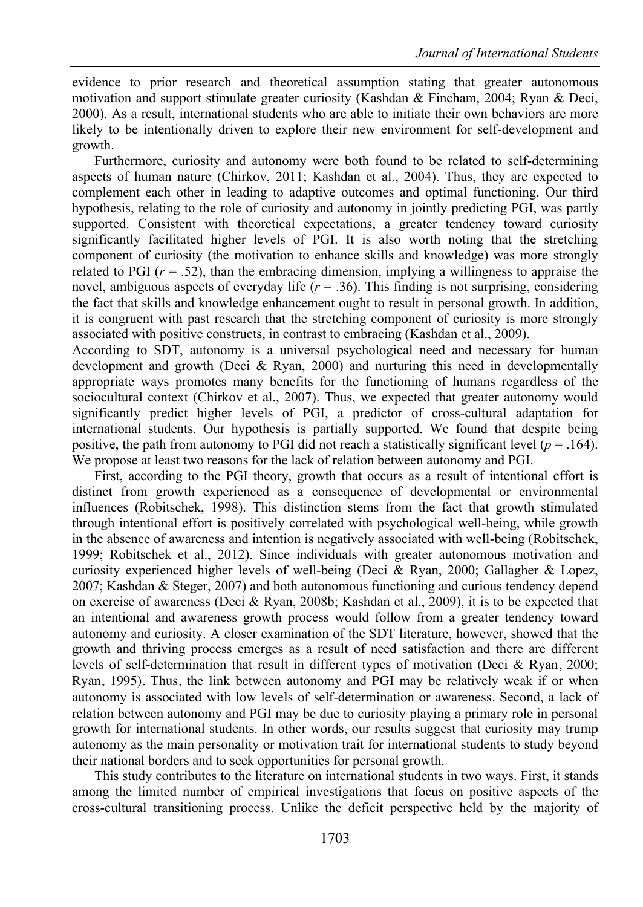evidence to prior research and theoretical assumption stating that greater autonomous motivation and support stimulate greater curiosity (Kashdan & Fincham, 2004; Ryan & Deci, 2000). As a result, international students who are able to initiate their own behaviors are more likely to be intentionally driven to explore their new environment for self-development and growth.

Furthermore, curiosity and autonomy were both found to be related to self-determining aspects of human nature (Chirkov, 2011; Kashdan et al., 2004). Thus, they are expected to complement each other in leading to adaptive outcomes and optimal functioning. Our third hypothesis, relating to the role of curiosity and autonomy in jointly predicting PGI, was partly supported. Consistent with theoretical expectations, a greater tendency toward curiosity significantly facilitated higher levels of PGI. It is also worth noting that the stretching component of curiosity (the motivation to enhance skills and knowledge) was more strongly related to PGI ($r = .52$), than the embracing dimension, implying a willingness to appraise the novel, ambiguous aspects of everyday life ($r = .36$). This finding is not surprising, considering the fact that skills and knowledge enhancement ought to result in personal growth. In addition, it is congruent with past research that the stretching component of curiosity is more strongly associated with positive constructs, in contrast to embracing (Kashdan et al., 2009).

According to SDT, autonomy is a universal psychological need and necessary for human development and growth (Deci & Ryan, 2000) and nurturing this need in developmentally appropriate ways promotes many benefits for the functioning of humans regardless of the sociocultural context (Chirkov et al., 2007). Thus, we expected that greater autonomy would significantly predict higher levels of PGI, a predictor of cross-cultural adaptation for international students. Our hypothesis is partially supported. We found that despite being positive, the path from autonomy to PGI did not reach a statistically significant level ($p = .164$). We propose at least two reasons for the lack of relation between autonomy and PGI.

First, according to the PGI theory, growth that occurs as a result of intentional effort is distinct from growth experienced as a consequence of developmental or environmental influences (Robitschek, 1998). This distinction stems from the fact that growth stimulated through intentional effort is positively correlated with psychological well-being, while growth in the absence of awareness and intention is negatively associated with well-being (Robitschek, 1999; Robitschek et al., 2012). Since individuals with greater autonomous motivation and curiosity experienced higher levels of well-being (Deci & Ryan, 2000; Gallagher & Lopez, 2007; Kashdan & Steger, 2007) and both autonomous functioning and curious tendency depend on exercise of awareness (Deci & Ryan, 2008b; Kashdan et al., 2009), it is to be expected that an intentional and awareness growth process would follow from a greater tendency toward autonomy and curiosity. A closer examination of the SDT literature, however, showed that the growth and thriving process emerges as a result of need satisfaction and there are different levels of self-determination that result in different types of motivation (Deci & Ryan, 2000; Ryan, 1995). Thus, the link between autonomy and PGI may be relatively weak if or when autonomy is associated with low levels of self-determination or awareness. Second, a lack of relation between autonomy and PGI may be due to curiosity playing a primary role in personal growth for international students. In other words, our results suggest that curiosity may trump autonomy as the main personality or motivation trait for international students to study beyond their national borders and to seek opportunities for personal growth.

This study contributes to the literature on international students in two ways. First, it stands among the limited number of empirical investigations that focus on positive aspects of the cross-cultural transitioning process. Unlike the deficit perspective held by the majority of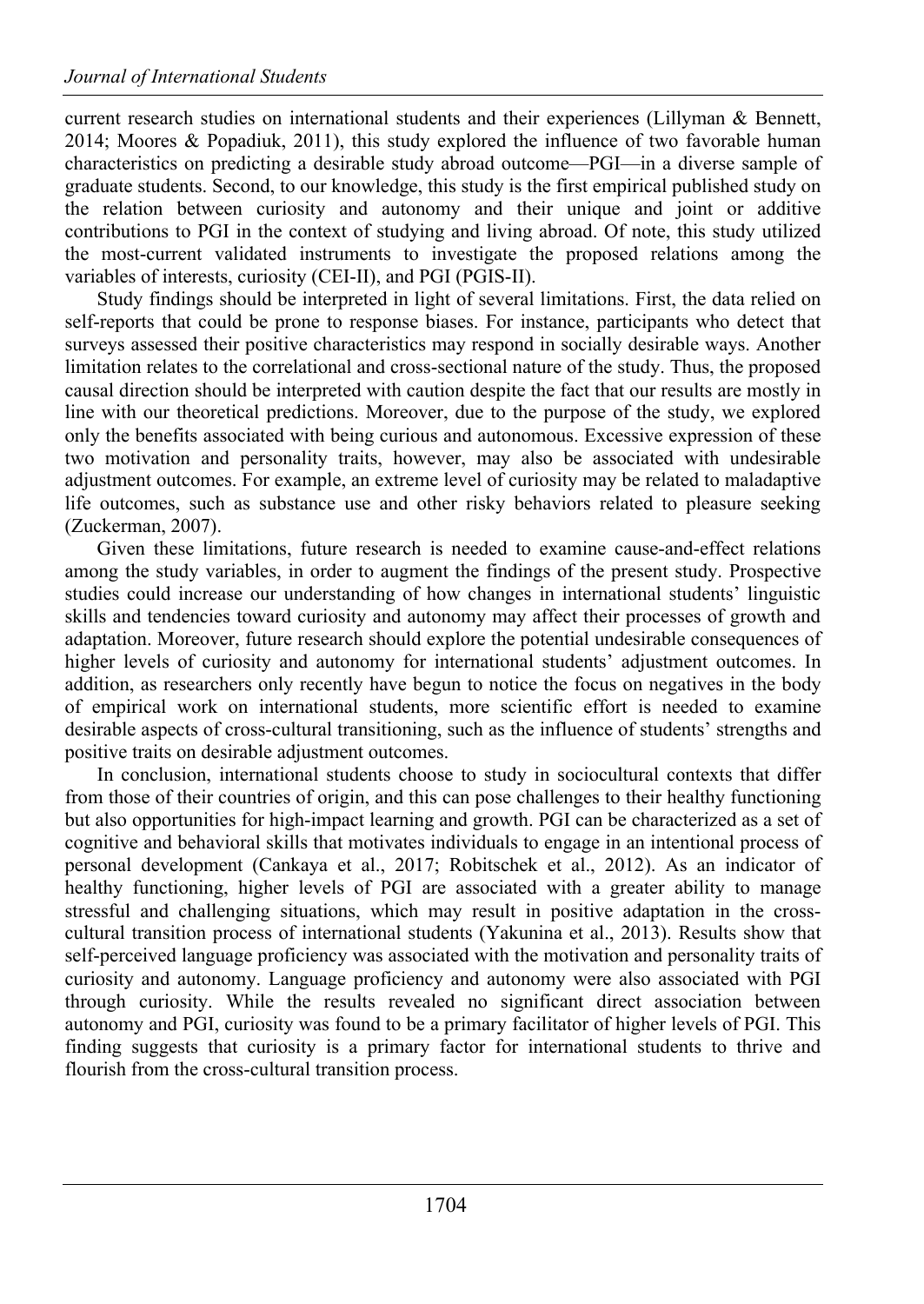current research studies on international students and their experiences (Lillyman & Bennett, 2014; Moores & Popadiuk, 2011), this study explored the influence of two favorable human characteristics on predicting a desirable study abroad outcome—PGI—in a diverse sample of graduate students. Second, to our knowledge, this study is the first empirical published study on the relation between curiosity and autonomy and their unique and joint or additive contributions to PGI in the context of studying and living abroad. Of note, this study utilized the most-current validated instruments to investigate the proposed relations among the variables of interests, curiosity (CEI-II), and PGI (PGIS-II).

Study findings should be interpreted in light of several limitations. First, the data relied on self-reports that could be prone to response biases. For instance, participants who detect that surveys assessed their positive characteristics may respond in socially desirable ways. Another limitation relates to the correlational and cross-sectional nature of the study. Thus, the proposed causal direction should be interpreted with caution despite the fact that our results are mostly in line with our theoretical predictions. Moreover, due to the purpose of the study, we explored only the benefits associated with being curious and autonomous. Excessive expression of these two motivation and personality traits, however, may also be associated with undesirable adjustment outcomes. For example, an extreme level of curiosity may be related to maladaptive life outcomes, such as substance use and other risky behaviors related to pleasure seeking (Zuckerman, 2007).

Given these limitations, future research is needed to examine cause-and-effect relations among the study variables, in order to augment the findings of the present study. Prospective studies could increase our understanding of how changes in international students' linguistic skills and tendencies toward curiosity and autonomy may affect their processes of growth and adaptation. Moreover, future research should explore the potential undesirable consequences of higher levels of curiosity and autonomy for international students' adjustment outcomes. In addition, as researchers only recently have begun to notice the focus on negatives in the body of empirical work on international students, more scientific effort is needed to examine desirable aspects of cross-cultural transitioning, such as the influence of students' strengths and positive traits on desirable adjustment outcomes.

In conclusion, international students choose to study in sociocultural contexts that differ from those of their countries of origin, and this can pose challenges to their healthy functioning but also opportunities for high-impact learning and growth. PGI can be characterized as a set of cognitive and behavioral skills that motivates individuals to engage in an intentional process of personal development (Cankaya et al., 2017; Robitschek et al., 2012). As an indicator of healthy functioning, higher levels of PGI are associated with a greater ability to manage stressful and challenging situations, which may result in positive adaptation in the cross-cultural transition process of international students (Yakunina et al., 2013). Results show that self-perceived language proficiency was associated with the motivation and personality traits of curiosity and autonomy. Language proficiency and autonomy were also associated with PGI through curiosity. While the results revealed no significant direct association between autonomy and PGI, curiosity was found to be a primary facilitator of higher levels of PGI. This finding suggests that curiosity is a primary factor for international students to thrive and flourish from the cross-cultural transition process.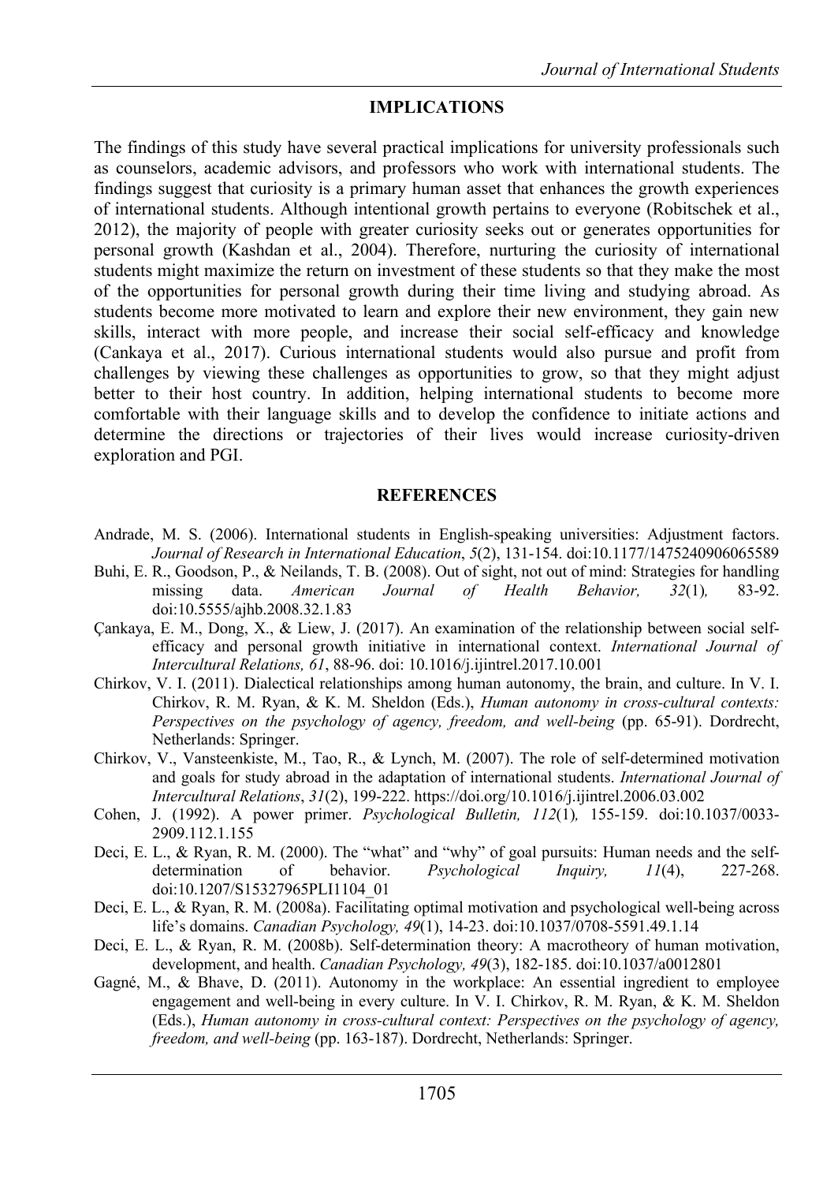## IMPLICATIONS

The findings of this study have several practical implications for university professionals such as counselors, academic advisors, and professors who work with international students. The findings suggest that curiosity is a primary human asset that enhances the growth experiences of international students. Although intentional growth pertains to everyone (Robitschek et al., 2012), the majority of people with greater curiosity seeks out or generates opportunities for personal growth (Kashdan et al., 2004). Therefore, nurturing the curiosity of international students might maximize the return on investment of these students so that they make the most of the opportunities for personal growth during their time living and studying abroad. As students become more motivated to learn and explore their new environment, they gain new skills, interact with more people, and increase their social self-efficacy and knowledge (Cankaya et al., 2017). Curious international students would also pursue and profit from challenges by viewing these challenges as opportunities to grow, so that they might adjust better to their host country. In addition, helping international students to become more comfortable with their language skills and to develop the confidence to initiate actions and determine the directions or trajectories of their lives would increase curiosity-driven exploration and PGI.

## REFERENCES

Andrade, M. S. (2006). International students in English-speaking universities: Adjustment factors. *Journal of Research in International Education*, *5*(2), 131-154. doi:10.1177/1475240906065589

Buhi, E. R., Goodson, P., & Neilands, T. B. (2008). Out of sight, not out of mind: Strategies for handling missing data. *American Journal of Health Behavior, 32*(1), 83-92. doi:10.5555/ajhb.2008.32.1.83

Çankaya, E. M., Dong, X., & Liew, J. (2017). An examination of the relationship between social self-efficacy and personal growth initiative in international context. *International Journal of Intercultural Relations, 61*, 88-96. doi: 10.1016/j.ijintrel.2017.10.001

Chirkov, V. I. (2011). Dialectical relationships among human autonomy, the brain, and culture. In V. I. Chirkov, R. M. Ryan, & K. M. Sheldon (Eds.), *Human autonomy in cross-cultural contexts: Perspectives on the psychology of agency, freedom, and well-being* (pp. 65-91). Dordrecht, Netherlands: Springer.

Chirkov, V., Vansteenkiste, M., Tao, R., & Lynch, M. (2007). The role of self-determined motivation and goals for study abroad in the adaptation of international students. *International Journal of Intercultural Relations*, *31*(2), 199-222. https://doi.org/10.1016/j.ijintrel.2006.03.002

Cohen, J. (1992). A power primer. *Psychological Bulletin, 112*(1), 155-159. doi:10.1037/0033-2909.112.1.155

Deci, E. L., & Ryan, R. M. (2000). The "what" and "why" of goal pursuits: Human needs and the self-determination of behavior. *Psychological Inquiry, 11*(4), 227-268. doi:10.1207/S15327965PLI1104_01

Deci, E. L., & Ryan, R. M. (2008a). Facilitating optimal motivation and psychological well-being across life's domains. *Canadian Psychology, 49*(1), 14-23. doi:10.1037/0708-5591.49.1.14

Deci, E. L., & Ryan, R. M. (2008b). Self-determination theory: A macrotheory of human motivation, development, and health. *Canadian Psychology, 49*(3), 182-185. doi:10.1037/a0012801

Gagné, M., & Bhave, D. (2011). Autonomy in the workplace: An essential ingredient to employee engagement and well-being in every culture. In V. I. Chirkov, R. M. Ryan, & K. M. Sheldon (Eds.), *Human autonomy in cross-cultural context: Perspectives on the psychology of agency, freedom, and well-being* (pp. 163-187). Dordrecht, Netherlands: Springer.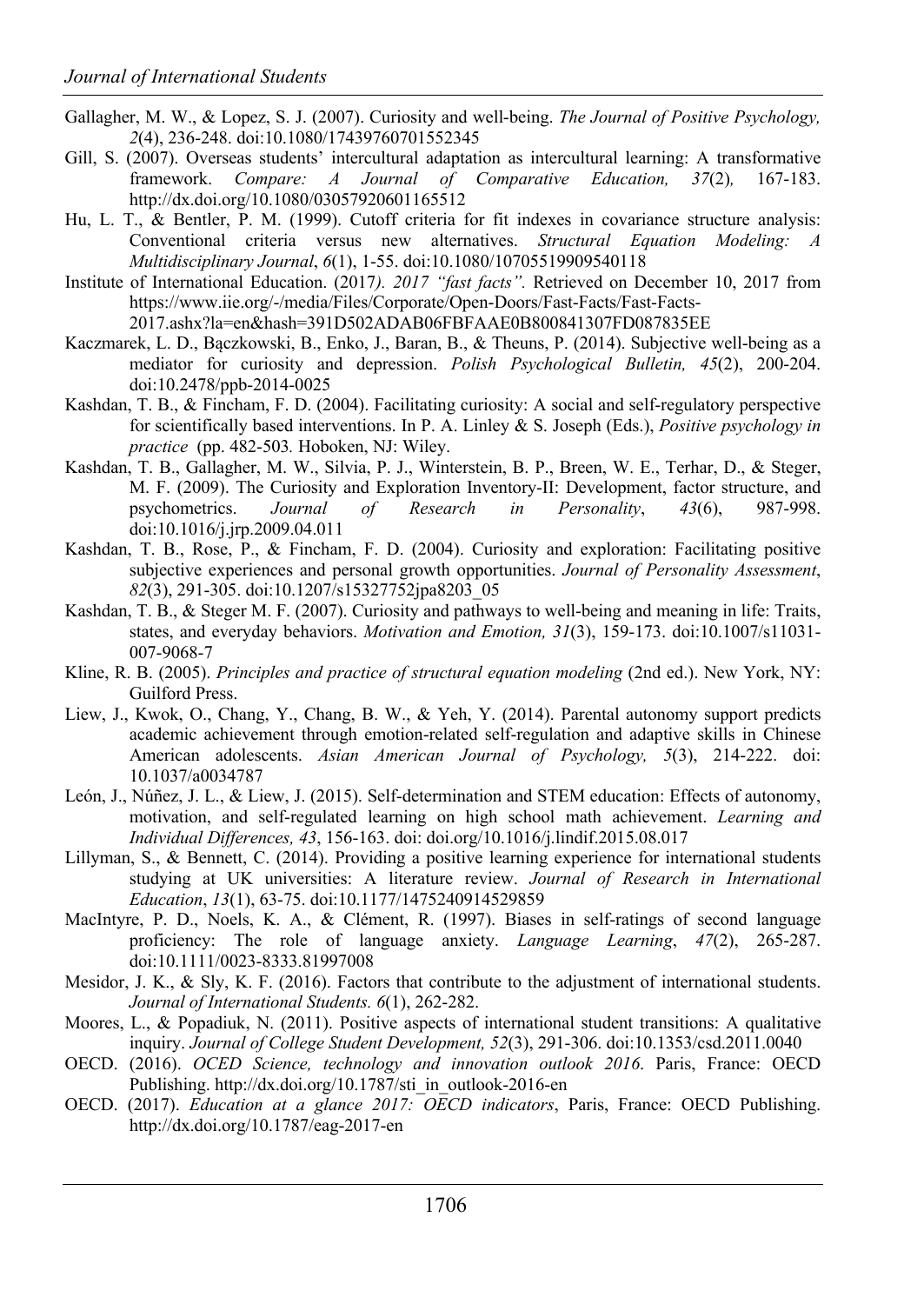Gallagher, M. W., & Lopez, S. J. (2007). Curiosity and well-being. *The Journal of Positive Psychology, 2*(4), 236-248. doi:10.1080/17439760701552345

Gill, S. (2007). Overseas students' intercultural adaptation as intercultural learning: A transformative framework. *Compare: A Journal of Comparative Education, 37*(2)*,* 167-183. http://dx.doi.org/10.1080/03057920601165512

Hu, L. T., & Bentler, P. M. (1999). Cutoff criteria for fit indexes in covariance structure analysis: Conventional criteria versus new alternatives. *Structural Equation Modeling: A Multidisciplinary Journal*, *6*(1), 1-55. doi:10.1080/10705519909540118

Institute of International Education. (2017*). 2017 "fast facts"*. Retrieved on December 10, 2017 from https://www.iie.org/-/media/Files/Corporate/Open-Doors/Fast-Facts/Fast-Facts-2017.ashx?la=en&hash=391D502ADAB06FBFAAE0B800841307FD087835EE

Kaczmarek, L. D., Bączkowski, B., Enko, J., Baran, B., & Theuns, P. (2014). Subjective well-being as a mediator for curiosity and depression. *Polish Psychological Bulletin, 45*(2), 200-204. doi:10.2478/ppb-2014-0025

Kashdan, T. B., & Fincham, F. D. (2004). Facilitating curiosity: A social and self-regulatory perspective for scientifically based interventions. In P. A. Linley & S. Joseph (Eds.), *Positive psychology in practice* (pp. 482-503*.* Hoboken, NJ: Wiley.

Kashdan, T. B., Gallagher, M. W., Silvia, P. J., Winterstein, B. P., Breen, W. E., Terhar, D., & Steger, M. F. (2009). The Curiosity and Exploration Inventory-II: Development, factor structure, and psychometrics. *Journal of Research in Personality*, *43*(6), 987-998. doi:10.1016/j.jrp.2009.04.011

Kashdan, T. B., Rose, P., & Fincham, F. D. (2004). Curiosity and exploration: Facilitating positive subjective experiences and personal growth opportunities. *Journal of Personality Assessment*, *82*(3), 291-305. doi:10.1207/s15327752jpa8203_05

Kashdan, T. B., & Steger M. F. (2007). Curiosity and pathways to well-being and meaning in life: Traits, states, and everyday behaviors. *Motivation and Emotion, 31*(3), 159-173. doi:10.1007/s11031-007-9068-7

Kline, R. B. (2005). *Principles and practice of structural equation modeling* (2nd ed.). New York, NY: Guilford Press.

Liew, J., Kwok, O., Chang, Y., Chang, B. W., & Yeh, Y. (2014). Parental autonomy support predicts academic achievement through emotion-related self-regulation and adaptive skills in Chinese American adolescents. *Asian American Journal of Psychology, 5*(3), 214-222. doi: 10.1037/a0034787

León, J., Núñez, J. L., & Liew, J. (2015). Self-determination and STEM education: Effects of autonomy, motivation, and self-regulated learning on high school math achievement. *Learning and Individual Differences, 43*, 156-163. doi: doi.org/10.1016/j.lindif.2015.08.017

Lillyman, S., & Bennett, C. (2014). Providing a positive learning experience for international students studying at UK universities: A literature review. *Journal of Research in International Education*, *13*(1), 63-75. doi:10.1177/1475240914529859

MacIntyre, P. D., Noels, K. A., & Clément, R. (1997). Biases in self-ratings of second language proficiency: The role of language anxiety. *Language Learning*, *47*(2), 265-287. doi:10.1111/0023-8333.81997008

Mesidor, J. K., & Sly, K. F. (2016). Factors that contribute to the adjustment of international students. *Journal of International Students. 6*(1), 262-282.

Moores, L., & Popadiuk, N. (2011). Positive aspects of international student transitions: A qualitative inquiry. *Journal of College Student Development, 52*(3), 291-306. doi:10.1353/csd.2011.0040

OECD. (2016). *OCED Science, technology and innovation outlook 2016*. Paris, France: OECD Publishing. http://dx.doi.org/10.1787/sti_in_outlook-2016-en

OECD. (2017). *Education at a glance 2017: OECD indicators*, Paris, France: OECD Publishing. http://dx.doi.org/10.1787/eag-2017-en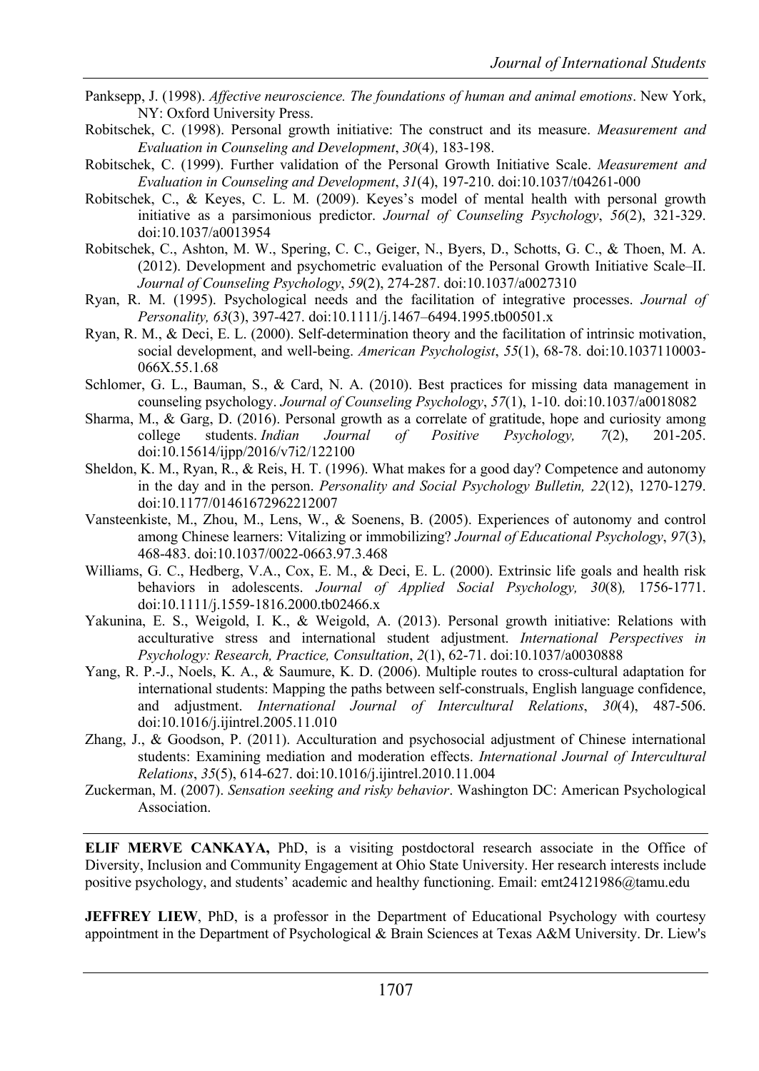Panksepp, J. (1998). *Affective neuroscience. The foundations of human and animal emotions*. New York, NY: Oxford University Press.

Robitschek, C. (1998). Personal growth initiative: The construct and its measure. *Measurement and Evaluation in Counseling and Development*, *30*(4), 183-198.

Robitschek, C. (1999). Further validation of the Personal Growth Initiative Scale. *Measurement and Evaluation in Counseling and Development*, *31*(4), 197-210. doi:10.1037/t04261-000

Robitschek, C., & Keyes, C. L. M. (2009). Keyes's model of mental health with personal growth initiative as a parsimonious predictor. *Journal of Counseling Psychology*, *56*(2), 321-329. doi:10.1037/a0013954

Robitschek, C., Ashton, M. W., Spering, C. C., Geiger, N., Byers, D., Schotts, G. C., & Thoen, M. A. (2012). Development and psychometric evaluation of the Personal Growth Initiative Scale–II. *Journal of Counseling Psychology*, *59*(2), 274-287. doi:10.1037/a0027310

Ryan, R. M. (1995). Psychological needs and the facilitation of integrative processes. *Journal of Personality, 63*(3), 397-427. doi:10.1111/j.1467–6494.1995.tb00501.x

Ryan, R. M., & Deci, E. L. (2000). Self-determination theory and the facilitation of intrinsic motivation, social development, and well-being. *American Psychologist*, *55*(1), 68-78. doi:10.1037110003-066X.55.1.68

Schlomer, G. L., Bauman, S., & Card, N. A. (2010). Best practices for missing data management in counseling psychology. *Journal of Counseling Psychology*, *57*(1), 1-10. doi:10.1037/a0018082

Sharma, M., & Garg, D. (2016). Personal growth as a correlate of gratitude, hope and curiosity among college students. *Indian Journal of Positive Psychology, 7*(2), 201-205. doi:10.15614/ijpp/2016/v7i2/122100

Sheldon, K. M., Ryan, R., & Reis, H. T. (1996). What makes for a good day? Competence and autonomy in the day and in the person. *Personality and Social Psychology Bulletin, 22*(12), 1270-1279. doi:10.1177/01461672962212007

Vansteenkiste, M., Zhou, M., Lens, W., & Soenens, B. (2005). Experiences of autonomy and control among Chinese learners: Vitalizing or immobilizing? *Journal of Educational Psychology*, *97*(3), 468-483. doi:10.1037/0022-0663.97.3.468

Williams, G. C., Hedberg, V.A., Cox, E. M., & Deci, E. L. (2000). Extrinsic life goals and health risk behaviors in adolescents. *Journal of Applied Social Psychology, 30*(8)*,* 1756-1771. doi:10.1111/j.1559-1816.2000.tb02466.x

Yakunina, E. S., Weigold, I. K., & Weigold, A. (2013). Personal growth initiative: Relations with acculturative stress and international student adjustment. *International Perspectives in Psychology: Research, Practice, Consultation*, *2*(1), 62-71. doi:10.1037/a0030888

Yang, R. P.-J., Noels, K. A., & Saumure, K. D. (2006). Multiple routes to cross-cultural adaptation for international students: Mapping the paths between self-construals, English language confidence, and adjustment. *International Journal of Intercultural Relations*, *30*(4), 487-506. doi:10.1016/j.ijintrel.2005.11.010

Zhang, J., & Goodson, P. (2011). Acculturation and psychosocial adjustment of Chinese international students: Examining mediation and moderation effects. *International Journal of Intercultural Relations*, *35*(5), 614-627. doi:10.1016/j.ijintrel.2010.11.004

Zuckerman, M. (2007). *Sensation seeking and risky behavior*. Washington DC: American Psychological Association.

---

**ELIF MERVE CANKAYA,** PhD, is a visiting postdoctoral research associate in the Office of Diversity, Inclusion and Community Engagement at Ohio State University. Her research interests include positive psychology, and students' academic and healthy functioning. Email: emt24121986@tamu.edu

**JEFFREY LIEW**, PhD, is a professor in the Department of Educational Psychology with courtesy appointment in the Department of Psychological & Brain Sciences at Texas A&M University. Dr. Liew's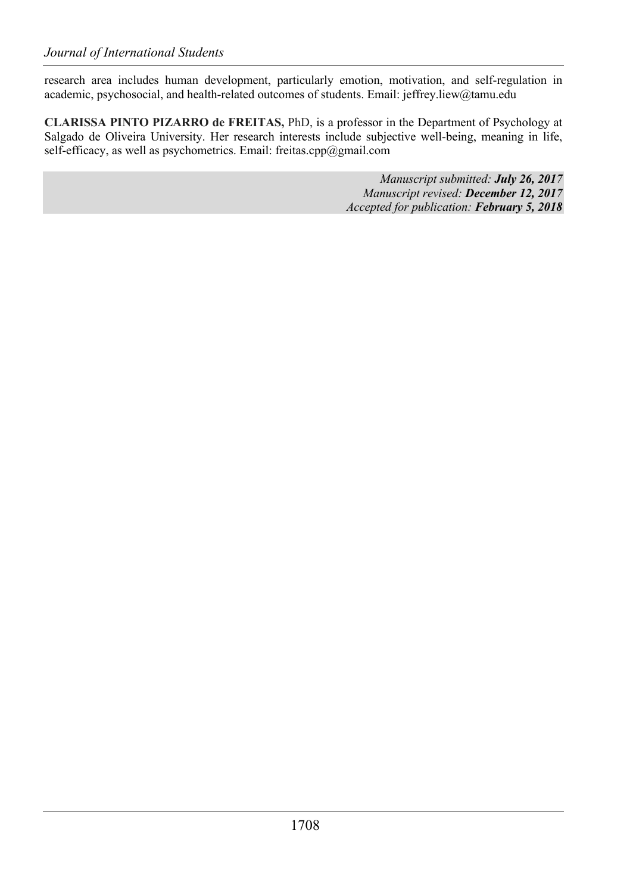research area includes human development, particularly emotion, motivation, and self-regulation in academic, psychosocial, and health-related outcomes of students. Email: jeffrey.liew@tamu.edu

**CLARISSA PINTO PIZARRO de FREITAS,** PhD, is a professor in the Department of Psychology at Salgado de Oliveira University. Her research interests include subjective well-being, meaning in life, self-efficacy, as well as psychometrics. Email: freitas.cpp@gmail.com

*Manuscript submitted: **July 26, 2017***
*Manuscript revised: **December 12, 2017***
*Accepted for publication: **February 5, 2018***